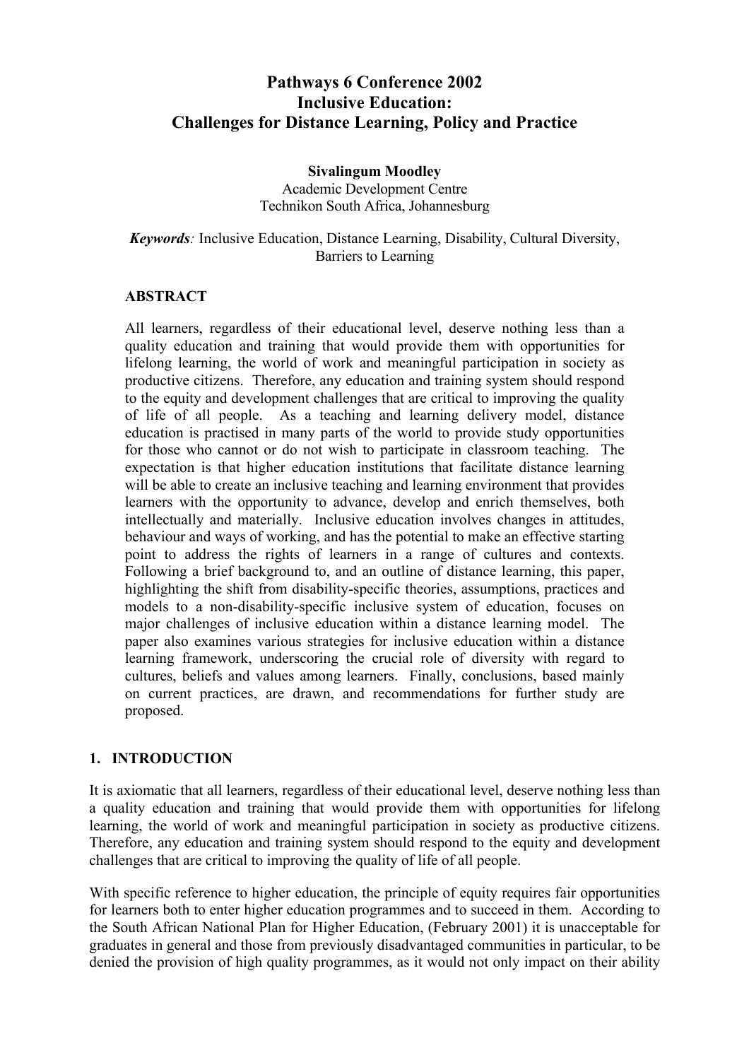# Pathways 6 Conference 2002
# Inclusive Education:
# Challenges for Distance Learning, Policy and Practice

**Sivalingum Moodley**
Academic Development Centre
Technikon South Africa, Johannesburg

***Keywords**:* Inclusive Education, Distance Learning, Disability, Cultural Diversity, Barriers to Learning

## ABSTRACT

All learners, regardless of their educational level, deserve nothing less than a quality education and training that would provide them with opportunities for lifelong learning, the world of work and meaningful participation in society as productive citizens. Therefore, any education and training system should respond to the equity and development challenges that are critical to improving the quality of life of all people. As a teaching and learning delivery model, distance education is practised in many parts of the world to provide study opportunities for those who cannot or do not wish to participate in classroom teaching. The expectation is that higher education institutions that facilitate distance learning will be able to create an inclusive teaching and learning environment that provides learners with the opportunity to advance, develop and enrich themselves, both intellectually and materially. Inclusive education involves changes in attitudes, behaviour and ways of working, and has the potential to make an effective starting point to address the rights of learners in a range of cultures and contexts. Following a brief background to, and an outline of distance learning, this paper, highlighting the shift from disability-specific theories, assumptions, practices and models to a non-disability-specific inclusive system of education, focuses on major challenges of inclusive education within a distance learning model. The paper also examines various strategies for inclusive education within a distance learning framework, underscoring the crucial role of diversity with regard to cultures, beliefs and values among learners. Finally, conclusions, based mainly on current practices, are drawn, and recommendations for further study are proposed.

## 1. INTRODUCTION

It is axiomatic that all learners, regardless of their educational level, deserve nothing less than a quality education and training that would provide them with opportunities for lifelong learning, the world of work and meaningful participation in society as productive citizens. Therefore, any education and training system should respond to the equity and development challenges that are critical to improving the quality of life of all people.

With specific reference to higher education, the principle of equity requires fair opportunities for learners both to enter higher education programmes and to succeed in them. According to the South African National Plan for Higher Education, (February 2001) it is unacceptable for graduates in general and those from previously disadvantaged communities in particular, to be denied the provision of high quality programmes, as it would not only impact on their ability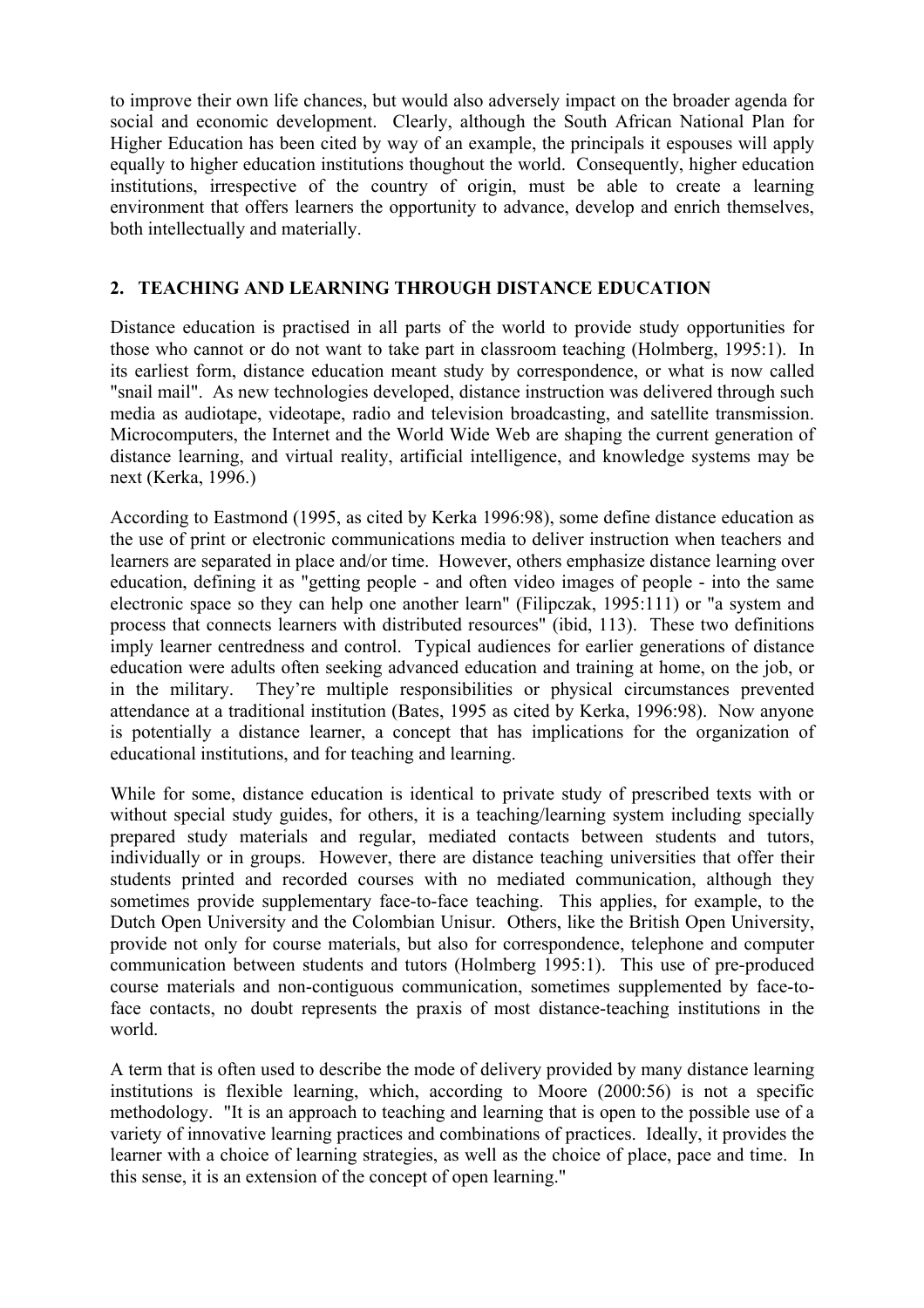to improve their own life chances, but would also adversely impact on the broader agenda for social and economic development. Clearly, although the South African National Plan for Higher Education has been cited by way of an example, the principals it espouses will apply equally to higher education institutions thoughout the world. Consequently, higher education institutions, irrespective of the country of origin, must be able to create a learning environment that offers learners the opportunity to advance, develop and enrich themselves, both intellectually and materially.

## 2. TEACHING AND LEARNING THROUGH DISTANCE EDUCATION

Distance education is practised in all parts of the world to provide study opportunities for those who cannot or do not want to take part in classroom teaching (Holmberg, 1995:1). In its earliest form, distance education meant study by correspondence, or what is now called "snail mail". As new technologies developed, distance instruction was delivered through such media as audiotape, videotape, radio and television broadcasting, and satellite transmission. Microcomputers, the Internet and the World Wide Web are shaping the current generation of distance learning, and virtual reality, artificial intelligence, and knowledge systems may be next (Kerka, 1996.)

According to Eastmond (1995, as cited by Kerka 1996:98), some define distance education as the use of print or electronic communications media to deliver instruction when teachers and learners are separated in place and/or time. However, others emphasize distance learning over education, defining it as "getting people - and often video images of people - into the same electronic space so they can help one another learn" (Filipczak, 1995:111) or "a system and process that connects learners with distributed resources" (ibid, 113). These two definitions imply learner centredness and control. Typical audiences for earlier generations of distance education were adults often seeking advanced education and training at home, on the job, or in the military. They're multiple responsibilities or physical circumstances prevented attendance at a traditional institution (Bates, 1995 as cited by Kerka, 1996:98). Now anyone is potentially a distance learner, a concept that has implications for the organization of educational institutions, and for teaching and learning.

While for some, distance education is identical to private study of prescribed texts with or without special study guides, for others, it is a teaching/learning system including specially prepared study materials and regular, mediated contacts between students and tutors, individually or in groups. However, there are distance teaching universities that offer their students printed and recorded courses with no mediated communication, although they sometimes provide supplementary face-to-face teaching. This applies, for example, to the Dutch Open University and the Colombian Unisur. Others, like the British Open University, provide not only for course materials, but also for correspondence, telephone and computer communication between students and tutors (Holmberg 1995:1). This use of pre-produced course materials and non-contiguous communication, sometimes supplemented by face-to-face contacts, no doubt represents the praxis of most distance-teaching institutions in the world.

A term that is often used to describe the mode of delivery provided by many distance learning institutions is flexible learning, which, according to Moore (2000:56) is not a specific methodology. "It is an approach to teaching and learning that is open to the possible use of a variety of innovative learning practices and combinations of practices. Ideally, it provides the learner with a choice of learning strategies, as well as the choice of place, pace and time. In this sense, it is an extension of the concept of open learning."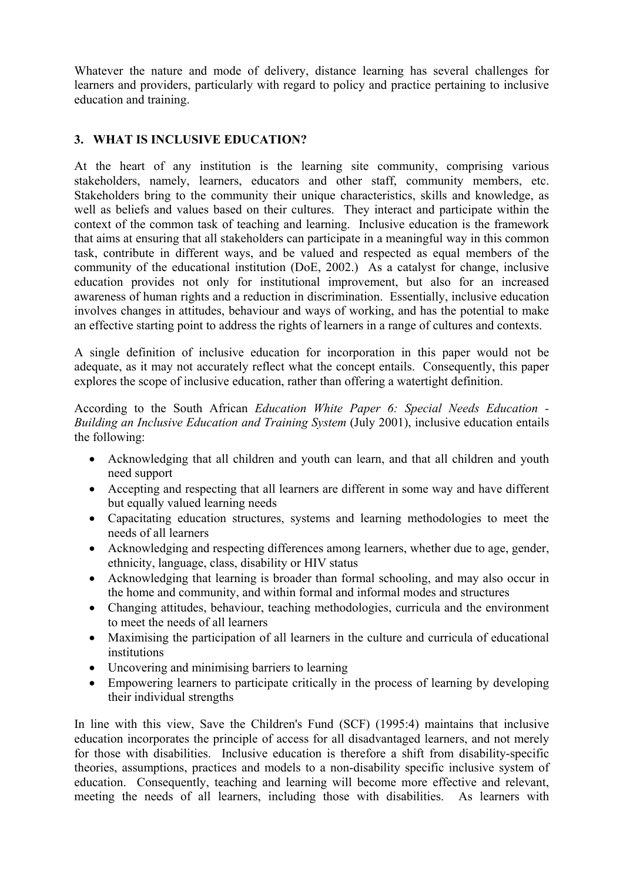Whatever the nature and mode of delivery, distance learning has several challenges for learners and providers, particularly with regard to policy and practice pertaining to inclusive education and training.

## 3. WHAT IS INCLUSIVE EDUCATION?

At the heart of any institution is the learning site community, comprising various stakeholders, namely, learners, educators and other staff, community members, etc. Stakeholders bring to the community their unique characteristics, skills and knowledge, as well as beliefs and values based on their cultures. They interact and participate within the context of the common task of teaching and learning. Inclusive education is the framework that aims at ensuring that all stakeholders can participate in a meaningful way in this common task, contribute in different ways, and be valued and respected as equal members of the community of the educational institution (DoE, 2002.) As a catalyst for change, inclusive education provides not only for institutional improvement, but also for an increased awareness of human rights and a reduction in discrimination. Essentially, inclusive education involves changes in attitudes, behaviour and ways of working, and has the potential to make an effective starting point to address the rights of learners in a range of cultures and contexts.

A single definition of inclusive education for incorporation in this paper would not be adequate, as it may not accurately reflect what the concept entails. Consequently, this paper explores the scope of inclusive education, rather than offering a watertight definition.

According to the South African *Education White Paper 6: Special Needs Education - Building an Inclusive Education and Training System* (July 2001), inclusive education entails the following:

- Acknowledging that all children and youth can learn, and that all children and youth need support
- Accepting and respecting that all learners are different in some way and have different but equally valued learning needs
- Capacitating education structures, systems and learning methodologies to meet the needs of all learners
- Acknowledging and respecting differences among learners, whether due to age, gender, ethnicity, language, class, disability or HIV status
- Acknowledging that learning is broader than formal schooling, and may also occur in the home and community, and within formal and informal modes and structures
- Changing attitudes, behaviour, teaching methodologies, curricula and the environment to meet the needs of all learners
- Maximising the participation of all learners in the culture and curricula of educational institutions
- Uncovering and minimising barriers to learning
- Empowering learners to participate critically in the process of learning by developing their individual strengths

In line with this view, Save the Children's Fund (SCF) (1995:4) maintains that inclusive education incorporates the principle of access for all disadvantaged learners, and not merely for those with disabilities. Inclusive education is therefore a shift from disability-specific theories, assumptions, practices and models to a non-disability specific inclusive system of education. Consequently, teaching and learning will become more effective and relevant, meeting the needs of all learners, including those with disabilities. As learners with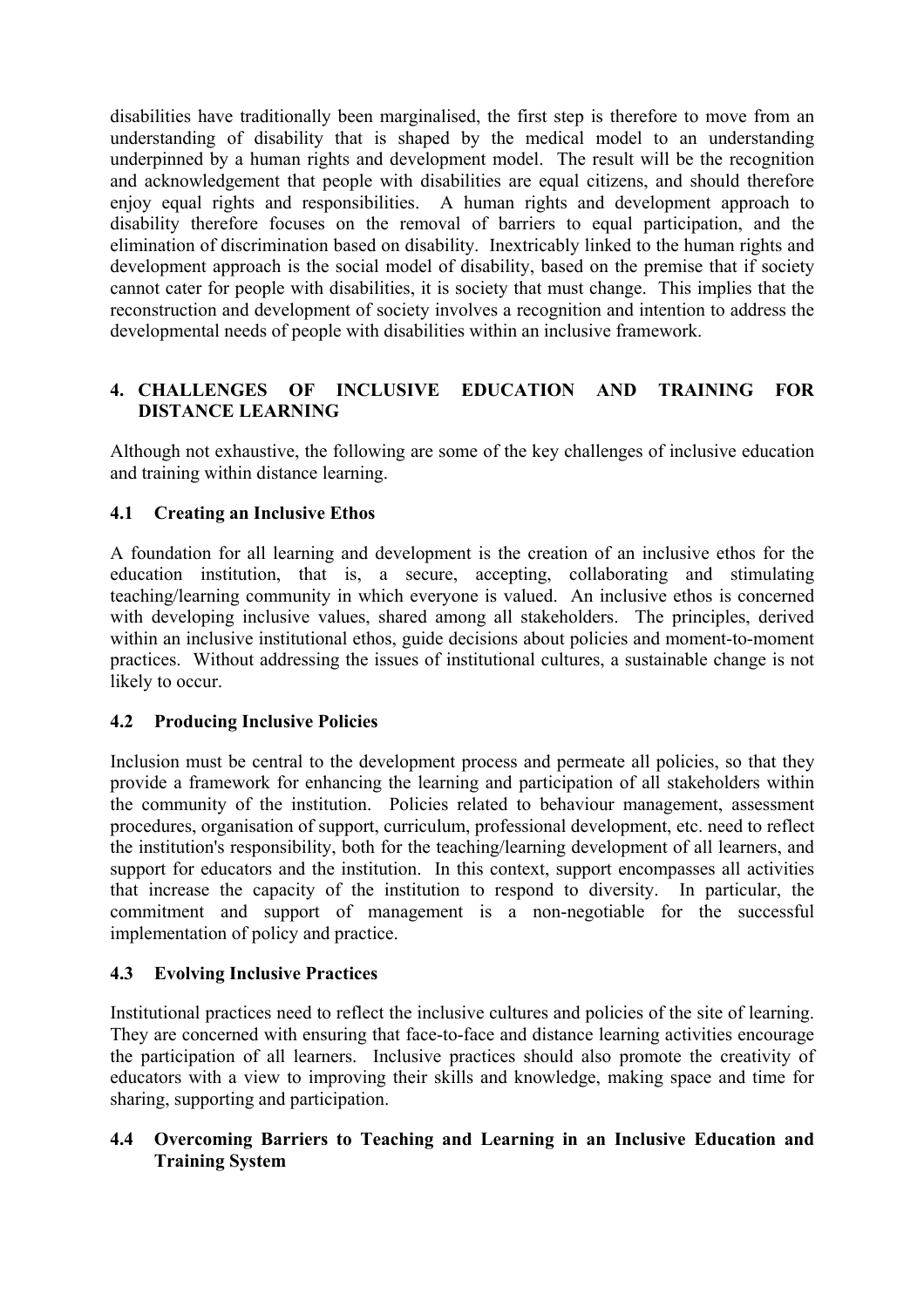disabilities have traditionally been marginalised, the first step is therefore to move from an understanding of disability that is shaped by the medical model to an understanding underpinned by a human rights and development model. The result will be the recognition and acknowledgement that people with disabilities are equal citizens, and should therefore enjoy equal rights and responsibilities. A human rights and development approach to disability therefore focuses on the removal of barriers to equal participation, and the elimination of discrimination based on disability. Inextricably linked to the human rights and development approach is the social model of disability, based on the premise that if society cannot cater for people with disabilities, it is society that must change. This implies that the reconstruction and development of society involves a recognition and intention to address the developmental needs of people with disabilities within an inclusive framework.

## 4. CHALLENGES OF INCLUSIVE EDUCATION AND TRAINING FOR DISTANCE LEARNING

Although not exhaustive, the following are some of the key challenges of inclusive education and training within distance learning.

### 4.1 Creating an Inclusive Ethos

A foundation for all learning and development is the creation of an inclusive ethos for the education institution, that is, a secure, accepting, collaborating and stimulating teaching/learning community in which everyone is valued. An inclusive ethos is concerned with developing inclusive values, shared among all stakeholders. The principles, derived within an inclusive institutional ethos, guide decisions about policies and moment-to-moment practices. Without addressing the issues of institutional cultures, a sustainable change is not likely to occur.

### 4.2 Producing Inclusive Policies

Inclusion must be central to the development process and permeate all policies, so that they provide a framework for enhancing the learning and participation of all stakeholders within the community of the institution. Policies related to behaviour management, assessment procedures, organisation of support, curriculum, professional development, etc. need to reflect the institution's responsibility, both for the teaching/learning development of all learners, and support for educators and the institution. In this context, support encompasses all activities that increase the capacity of the institution to respond to diversity. In particular, the commitment and support of management is a non-negotiable for the successful implementation of policy and practice.

### 4.3 Evolving Inclusive Practices

Institutional practices need to reflect the inclusive cultures and policies of the site of learning. They are concerned with ensuring that face-to-face and distance learning activities encourage the participation of all learners. Inclusive practices should also promote the creativity of educators with a view to improving their skills and knowledge, making space and time for sharing, supporting and participation.

### 4.4 Overcoming Barriers to Teaching and Learning in an Inclusive Education and Training System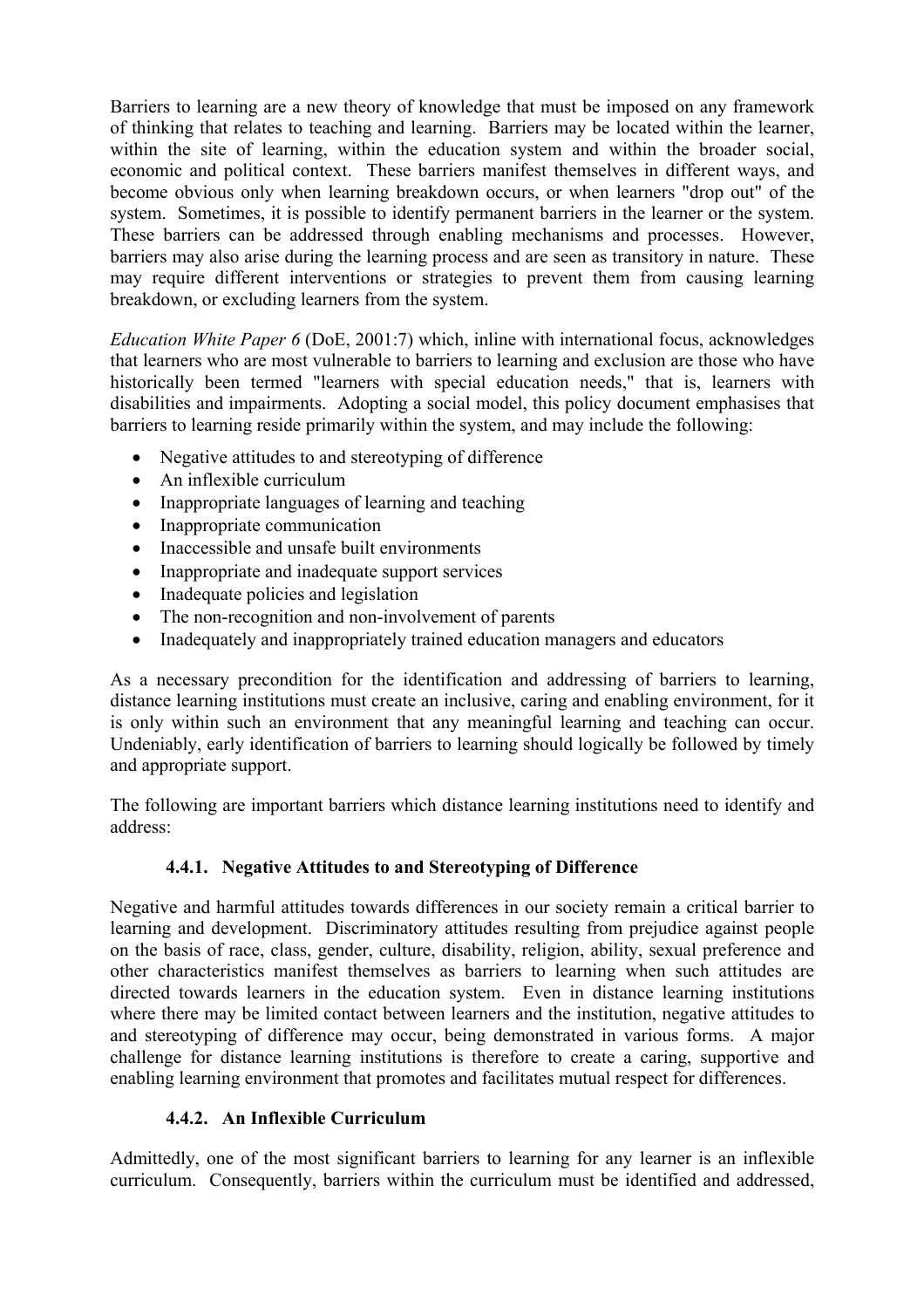Barriers to learning are a new theory of knowledge that must be imposed on any framework of thinking that relates to teaching and learning. Barriers may be located within the learner, within the site of learning, within the education system and within the broader social, economic and political context. These barriers manifest themselves in different ways, and become obvious only when learning breakdown occurs, or when learners "drop out" of the system. Sometimes, it is possible to identify permanent barriers in the learner or the system. These barriers can be addressed through enabling mechanisms and processes. However, barriers may also arise during the learning process and are seen as transitory in nature. These may require different interventions or strategies to prevent them from causing learning breakdown, or excluding learners from the system.

*Education White Paper 6* (DoE, 2001:7) which, inline with international focus, acknowledges that learners who are most vulnerable to barriers to learning and exclusion are those who have historically been termed "learners with special education needs," that is, learners with disabilities and impairments. Adopting a social model, this policy document emphasises that barriers to learning reside primarily within the system, and may include the following:

- Negative attitudes to and stereotyping of difference
- An inflexible curriculum
- Inappropriate languages of learning and teaching
- Inappropriate communication
- Inaccessible and unsafe built environments
- Inappropriate and inadequate support services
- Inadequate policies and legislation
- The non-recognition and non-involvement of parents
- Inadequately and inappropriately trained education managers and educators

As a necessary precondition for the identification and addressing of barriers to learning, distance learning institutions must create an inclusive, caring and enabling environment, for it is only within such an environment that any meaningful learning and teaching can occur. Undeniably, early identification of barriers to learning should logically be followed by timely and appropriate support.

The following are important barriers which distance learning institutions need to identify and address:

### 4.4.1. Negative Attitudes to and Stereotyping of Difference

Negative and harmful attitudes towards differences in our society remain a critical barrier to learning and development. Discriminatory attitudes resulting from prejudice against people on the basis of race, class, gender, culture, disability, religion, ability, sexual preference and other characteristics manifest themselves as barriers to learning when such attitudes are directed towards learners in the education system. Even in distance learning institutions where there may be limited contact between learners and the institution, negative attitudes to and stereotyping of difference may occur, being demonstrated in various forms. A major challenge for distance learning institutions is therefore to create a caring, supportive and enabling learning environment that promotes and facilitates mutual respect for differences.

### 4.4.2. An Inflexible Curriculum

Admittedly, one of the most significant barriers to learning for any learner is an inflexible curriculum. Consequently, barriers within the curriculum must be identified and addressed,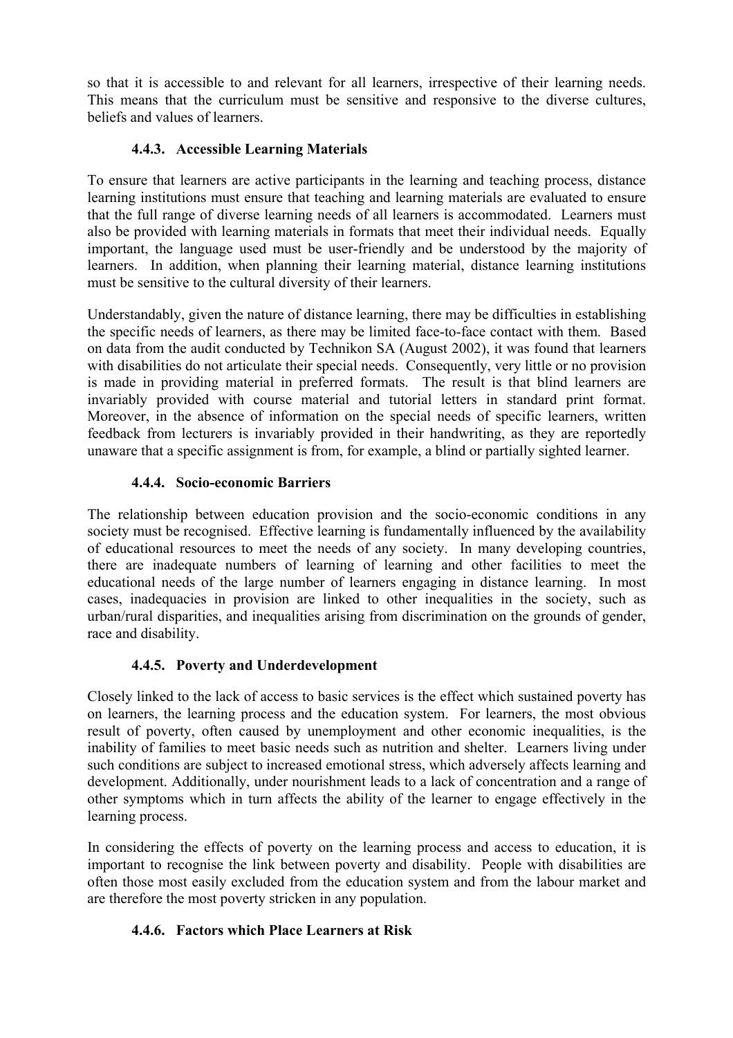so that it is accessible to and relevant for all learners, irrespective of their learning needs. This means that the curriculum must be sensitive and responsive to the diverse cultures, beliefs and values of learners.

#### 4.4.3. Accessible Learning Materials

To ensure that learners are active participants in the learning and teaching process, distance learning institutions must ensure that teaching and learning materials are evaluated to ensure that the full range of diverse learning needs of all learners is accommodated. Learners must also be provided with learning materials in formats that meet their individual needs. Equally important, the language used must be user-friendly and be understood by the majority of learners. In addition, when planning their learning material, distance learning institutions must be sensitive to the cultural diversity of their learners.

Understandably, given the nature of distance learning, there may be difficulties in establishing the specific needs of learners, as there may be limited face-to-face contact with them. Based on data from the audit conducted by Technikon SA (August 2002), it was found that learners with disabilities do not articulate their special needs. Consequently, very little or no provision is made in providing material in preferred formats. The result is that blind learners are invariably provided with course material and tutorial letters in standard print format. Moreover, in the absence of information on the special needs of specific learners, written feedback from lecturers is invariably provided in their handwriting, as they are reportedly unaware that a specific assignment is from, for example, a blind or partially sighted learner.

#### 4.4.4. Socio-economic Barriers

The relationship between education provision and the socio-economic conditions in any society must be recognised. Effective learning is fundamentally influenced by the availability of educational resources to meet the needs of any society. In many developing countries, there are inadequate numbers of learning of learning and other facilities to meet the educational needs of the large number of learners engaging in distance learning. In most cases, inadequacies in provision are linked to other inequalities in the society, such as urban/rural disparities, and inequalities arising from discrimination on the grounds of gender, race and disability.

#### 4.4.5. Poverty and Underdevelopment

Closely linked to the lack of access to basic services is the effect which sustained poverty has on learners, the learning process and the education system. For learners, the most obvious result of poverty, often caused by unemployment and other economic inequalities, is the inability of families to meet basic needs such as nutrition and shelter. Learners living under such conditions are subject to increased emotional stress, which adversely affects learning and development. Additionally, under nourishment leads to a lack of concentration and a range of other symptoms which in turn affects the ability of the learner to engage effectively in the learning process.

In considering the effects of poverty on the learning process and access to education, it is important to recognise the link between poverty and disability. People with disabilities are often those most easily excluded from the education system and from the labour market and are therefore the most poverty stricken in any population.

#### 4.4.6. Factors which Place Learners at Risk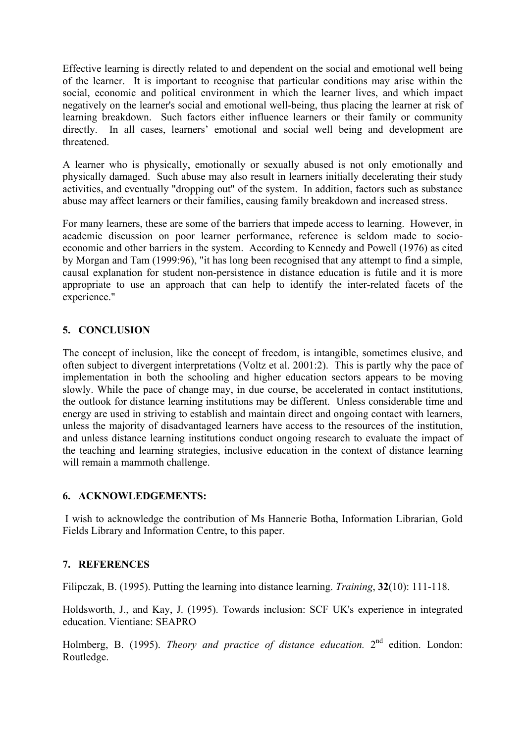Effective learning is directly related to and dependent on the social and emotional well being of the learner. It is important to recognise that particular conditions may arise within the social, economic and political environment in which the learner lives, and which impact negatively on the learner's social and emotional well-being, thus placing the learner at risk of learning breakdown. Such factors either influence learners or their family or community directly. In all cases, learners' emotional and social well being and development are threatened.

A learner who is physically, emotionally or sexually abused is not only emotionally and physically damaged. Such abuse may also result in learners initially decelerating their study activities, and eventually "dropping out" of the system. In addition, factors such as substance abuse may affect learners or their families, causing family breakdown and increased stress.

For many learners, these are some of the barriers that impede access to learning. However, in academic discussion on poor learner performance, reference is seldom made to socio-economic and other barriers in the system. According to Kennedy and Powell (1976) as cited by Morgan and Tam (1999:96), "it has long been recognised that any attempt to find a simple, causal explanation for student non-persistence in distance education is futile and it is more appropriate to use an approach that can help to identify the inter-related facets of the experience."

## 5. CONCLUSION

The concept of inclusion, like the concept of freedom, is intangible, sometimes elusive, and often subject to divergent interpretations (Voltz et al. 2001:2). This is partly why the pace of implementation in both the schooling and higher education sectors appears to be moving slowly. While the pace of change may, in due course, be accelerated in contact institutions, the outlook for distance learning institutions may be different. Unless considerable time and energy are used in striving to establish and maintain direct and ongoing contact with learners, unless the majority of disadvantaged learners have access to the resources of the institution, and unless distance learning institutions conduct ongoing research to evaluate the impact of the teaching and learning strategies, inclusive education in the context of distance learning will remain a mammoth challenge.

## 6. ACKNOWLEDGEMENTS:

I wish to acknowledge the contribution of Ms Hannerie Botha, Information Librarian, Gold Fields Library and Information Centre, to this paper.

## 7. REFERENCES

Filipczak, B. (1995). Putting the learning into distance learning. *Training*, **32**(10): 111-118.

Holdsworth, J., and Kay, J. (1995). Towards inclusion: SCF UK's experience in integrated education. Vientiane: SEAPRO

Holmberg, B. (1995). *Theory and practice of distance education.* 2nd edition. London: Routledge.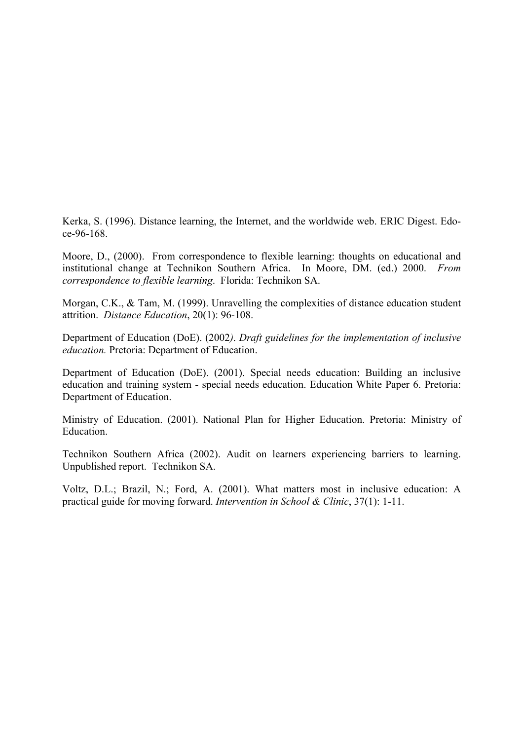Kerka, S. (1996). Distance learning, the Internet, and the worldwide web. ERIC Digest. Edo-ce-96-168.

Moore, D., (2000). From correspondence to flexible learning: thoughts on educational and institutional change at Technikon Southern Africa. In Moore, DM. (ed.) 2000. *From correspondence to flexible learning*. Florida: Technikon SA.

Morgan, C.K., & Tam, M. (1999). Unravelling the complexities of distance education student attrition. *Distance Education*, 20(1): 96-108.

Department of Education (DoE). (2002*). Draft guidelines for the implementation of inclusive education.* Pretoria: Department of Education.

Department of Education (DoE). (2001). Special needs education: Building an inclusive education and training system - special needs education. Education White Paper 6. Pretoria: Department of Education.

Ministry of Education. (2001). National Plan for Higher Education. Pretoria: Ministry of Education.

Technikon Southern Africa (2002). Audit on learners experiencing barriers to learning. Unpublished report. Technikon SA.

Voltz, D.L.; Brazil, N.; Ford, A. (2001). What matters most in inclusive education: A practical guide for moving forward. *Intervention in School & Clinic*, 37(1): 1-11.